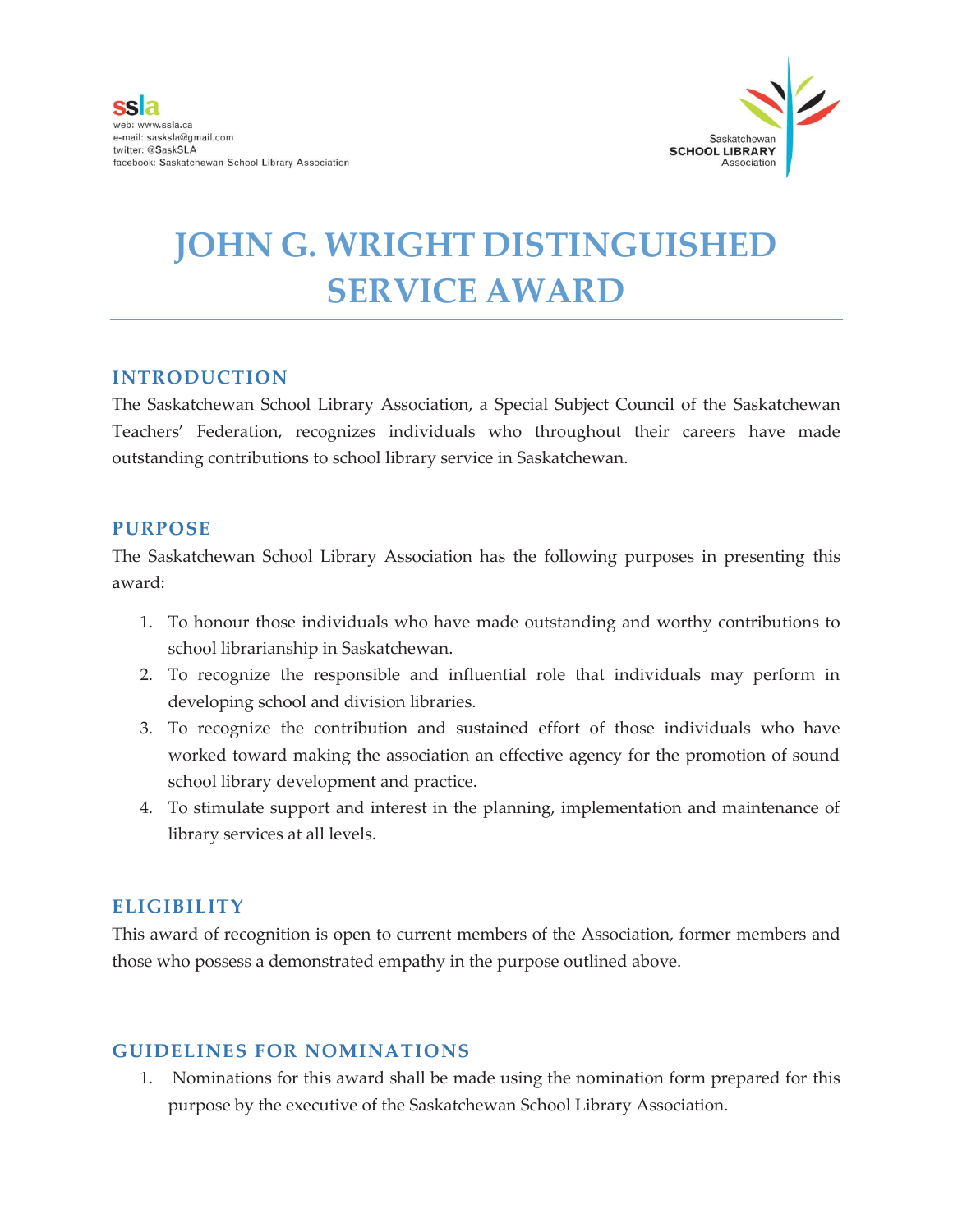ssla
web: www.ssla.ca
e-mail: sasksla@gmail.com
twitter: @SaskSLA
facebook: Saskatchewan School Library Association

Saskatchewan SCHOOL LIBRARY Association

# JOHN G. WRIGHT DISTINGUISHED SERVICE AWARD

## INTRODUCTION

The Saskatchewan School Library Association, a Special Subject Council of the Saskatchewan Teachers' Federation, recognizes individuals who throughout their careers have made outstanding contributions to school library service in Saskatchewan.

## PURPOSE

The Saskatchewan School Library Association has the following purposes in presenting this award:

1. To honour those individuals who have made outstanding and worthy contributions to school librarianship in Saskatchewan.
2. To recognize the responsible and influential role that individuals may perform in developing school and division libraries.
3. To recognize the contribution and sustained effort of those individuals who have worked toward making the association an effective agency for the promotion of sound school library development and practice.
4. To stimulate support and interest in the planning, implementation and maintenance of library services at all levels.

## ELIGIBILITY

This award of recognition is open to current members of the Association, former members and those who possess a demonstrated empathy in the purpose outlined above.

## GUIDELINES FOR NOMINATIONS

1. Nominations for this award shall be made using the nomination form prepared for this purpose by the executive of the Saskatchewan School Library Association.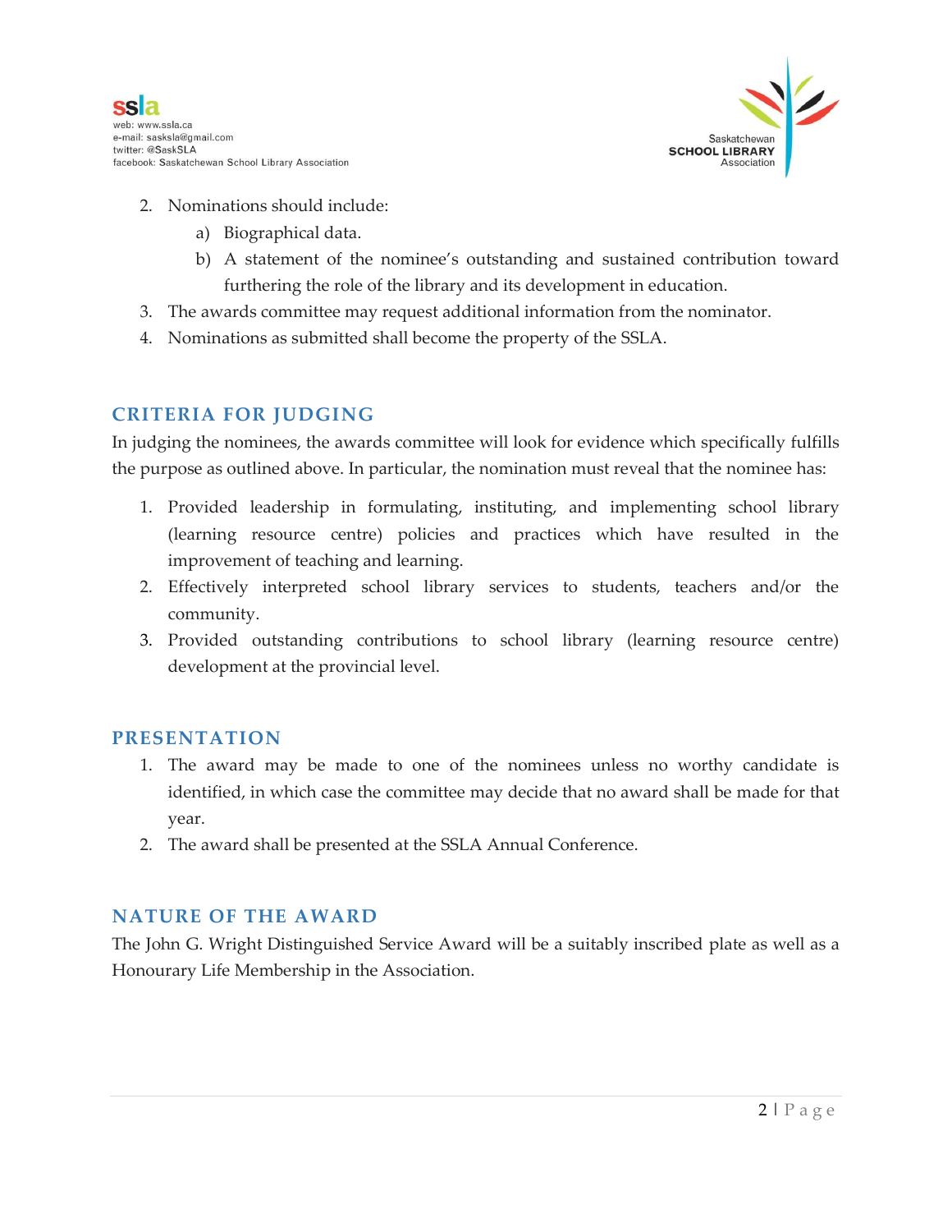2. Nominations should include:
   a) Biographical data.
   b) A statement of the nominee's outstanding and sustained contribution toward furthering the role of the library and its development in education.
3. The awards committee may request additional information from the nominator.
4. Nominations as submitted shall become the property of the SSLA.

## CRITERIA FOR JUDGING

In judging the nominees, the awards committee will look for evidence which specifically fulfills the purpose as outlined above. In particular, the nomination must reveal that the nominee has:

1. Provided leadership in formulating, instituting, and implementing school library (learning resource centre) policies and practices which have resulted in the improvement of teaching and learning.
2. Effectively interpreted school library services to students, teachers and/or the community.
3. Provided outstanding contributions to school library (learning resource centre) development at the provincial level.

## PRESENTATION

1. The award may be made to one of the nominees unless no worthy candidate is identified, in which case the committee may decide that no award shall be made for that year.
2. The award shall be presented at the SSLA Annual Conference.

## NATURE OF THE AWARD

The John G. Wright Distinguished Service Award will be a suitably inscribed plate as well as a Honourary Life Membership in the Association.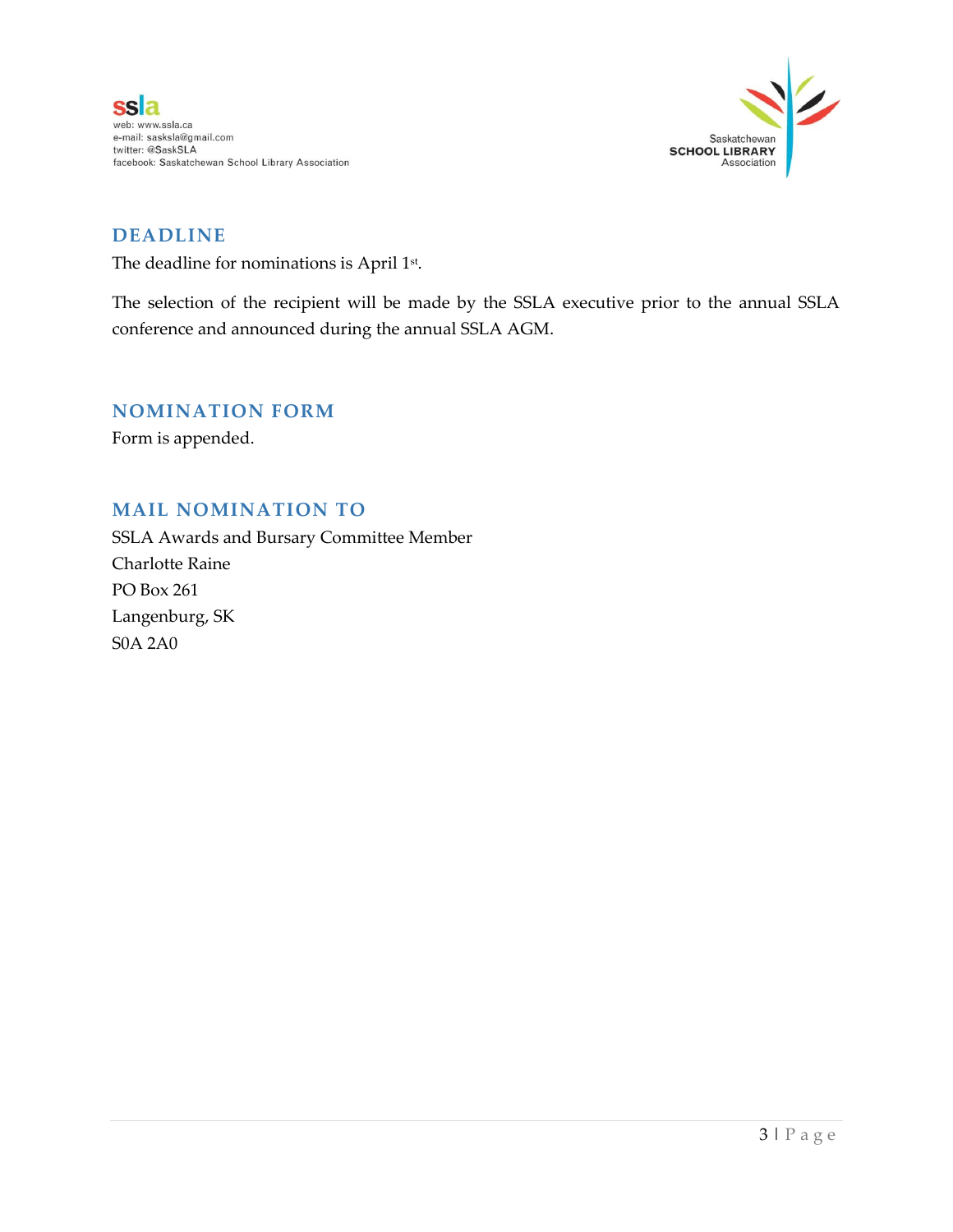## DEADLINE

The deadline for nominations is April 1st.

The selection of the recipient will be made by the SSLA executive prior to the annual SSLA conference and announced during the annual SSLA AGM.

## NOMINATION FORM

Form is appended.

## MAIL NOMINATION TO

SSLA Awards and Bursary Committee Member
Charlotte Raine
PO Box 261
Langenburg, SK
S0A 2A0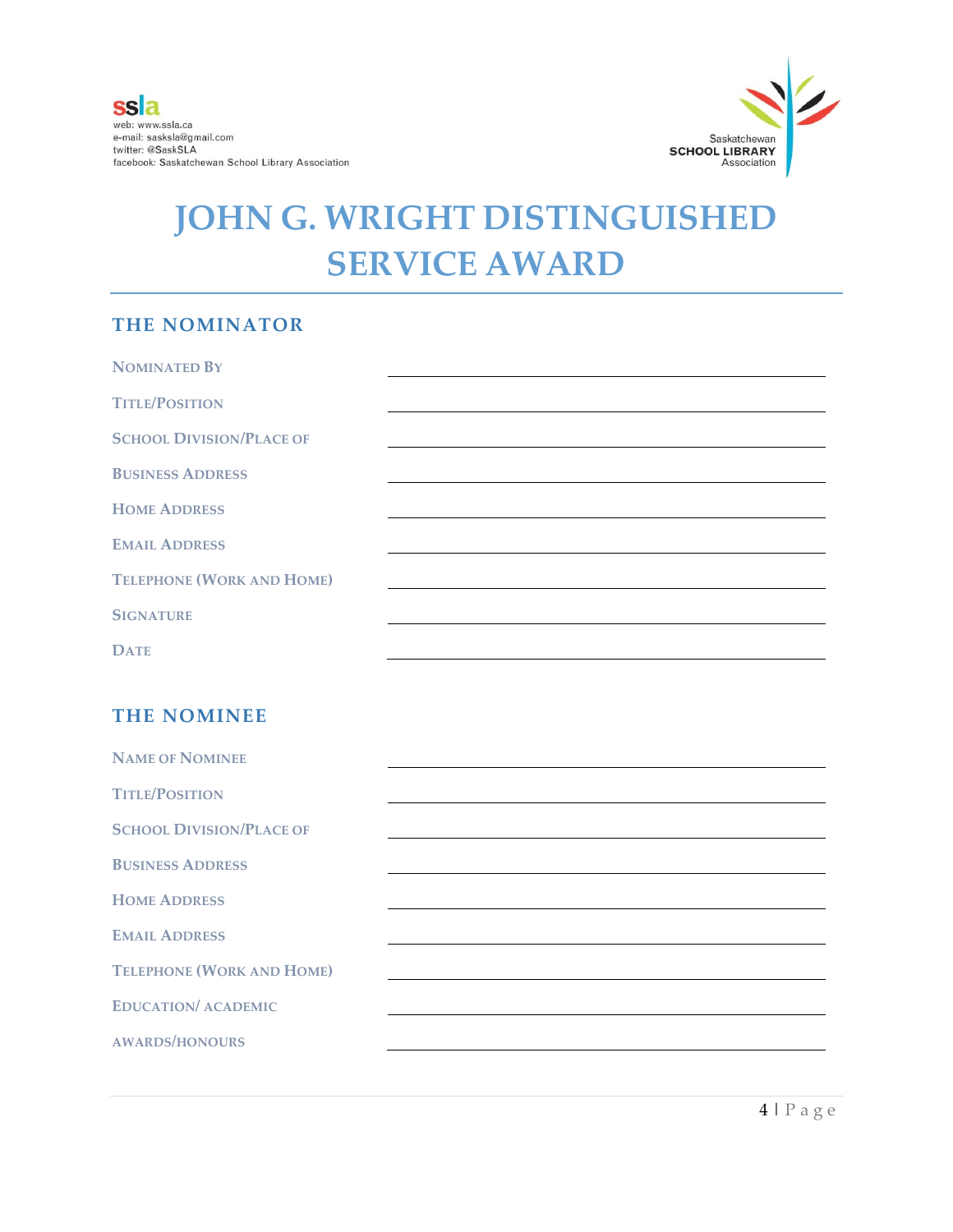ssla
web: www.ssla.ca
e-mail: sasksla@gmail.com
twitter: @SaskSLA
facebook: Saskatchewan School Library Association

Saskatchewan SCHOOL LIBRARY Association

# JOHN G. WRIGHT DISTINGUISHED SERVICE AWARD

## THE NOMINATOR

NOMINATED BY ______________________________

TITLE/POSITION ______________________________

SCHOOL DIVISION/PLACE OF ______________________________

BUSINESS ADDRESS ______________________________

HOME ADDRESS ______________________________

EMAIL ADDRESS ______________________________

TELEPHONE (WORK AND HOME) ______________________________

SIGNATURE ______________________________

DATE ______________________________

## THE NOMINEE

NAME OF NOMINEE ______________________________

TITLE/POSITION ______________________________

SCHOOL DIVISION/PLACE OF ______________________________

BUSINESS ADDRESS ______________________________

HOME ADDRESS ______________________________

EMAIL ADDRESS ______________________________

TELEPHONE (WORK AND HOME) ______________________________

EDUCATION/ ACADEMIC ______________________________

AWARDS/HONOURS ______________________________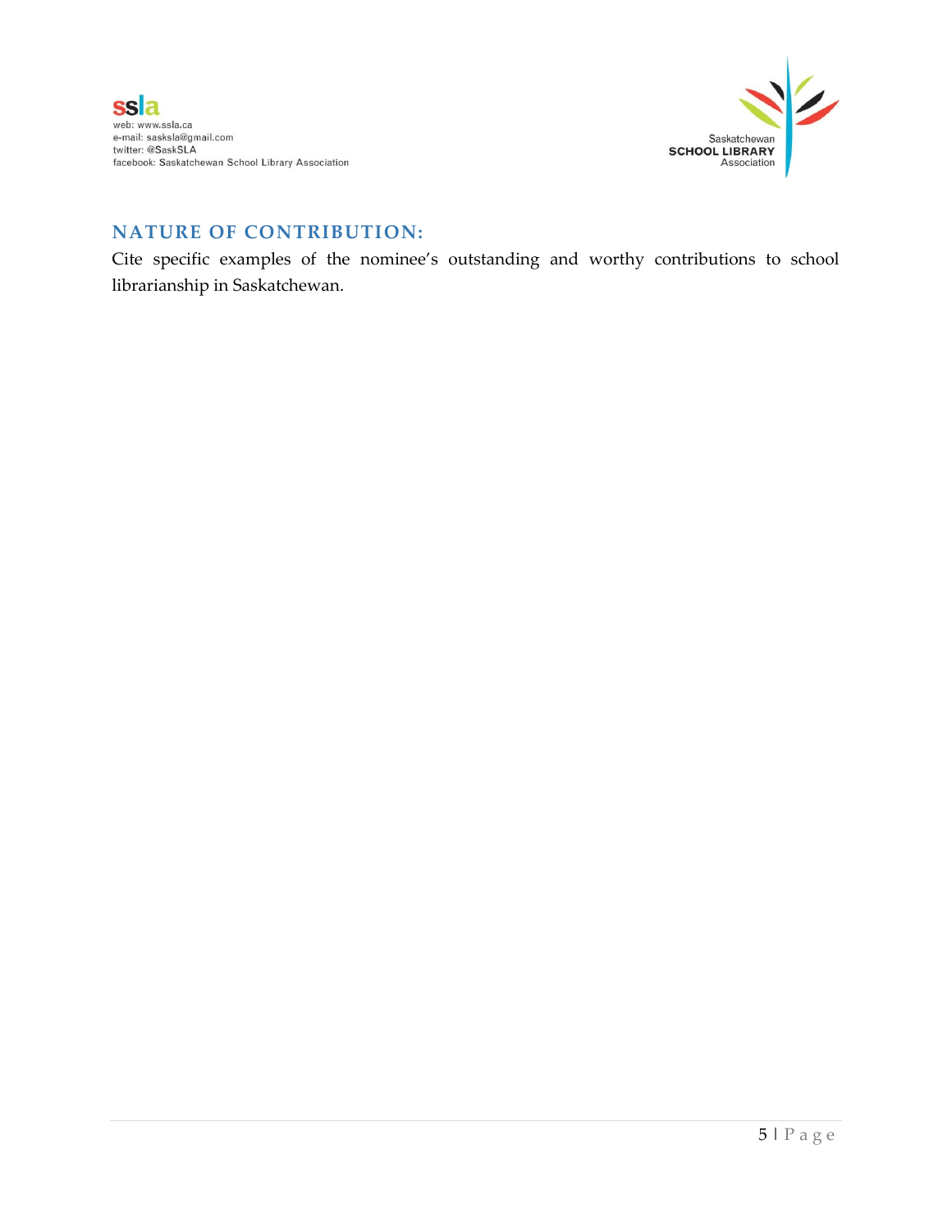## NATURE OF CONTRIBUTION:

Cite specific examples of the nominee's outstanding and worthy contributions to school librarianship in Saskatchewan.